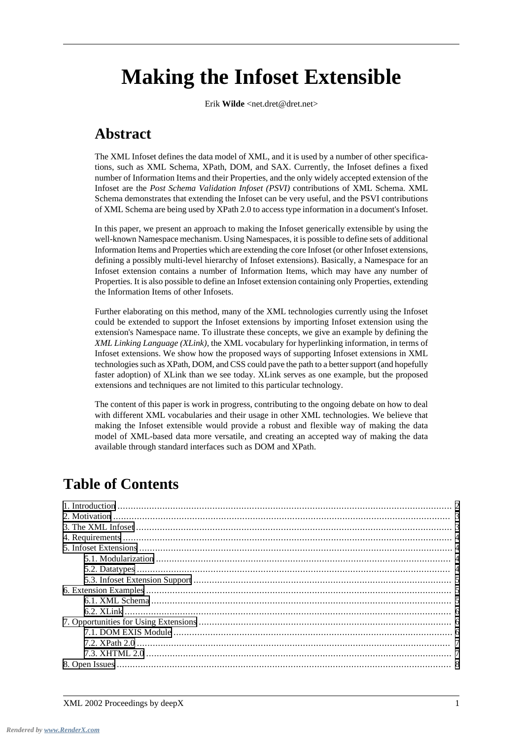# Making the Infoset Extensible

Erik **Wilde** <net.dret@dret.net>

## Abstract

The XML Infoset defines the data model of XML, and it is used by a number of other specifications, such as XML Schema, XPath, DOM, and SAX. Currently, the Infoset defines a fixed number of Information Items and their Properties, and the only widely accepted extension of the Infoset are the *Post Schema Validation Infoset (PSVI)* contributions of XML Schema. XML Schema demonstrates that extending the Infoset can be very useful, and the PSVI contributions of XML Schema are being used by XPath 2.0 to access type information in a document's Infoset.

In this paper, we present an approach to making the Infoset generically extensible by using the well-known Namespace mechanism. Using Namespaces, it is possible to define sets of additional Information Items and Properties which are extending the core Infoset (or other Infoset extensions, defining a possibly multi-level hierarchy of Infoset extensions). Basically, a Namespace for an Infoset extension contains a number of Information Items, which may have any number of Properties. It is also possible to define an Infoset extension containing only Properties, extending the Information Items of other Infosets.

Further elaborating on this method, many of the XML technologies currently using the Infoset could be extended to support the Infoset extensions by importing Infoset extension using the extension's Namespace name. To illustrate these concepts, we give an example by defining the *XML Linking Language (XLink)*, the XML vocabulary for hyperlinking information, in terms of Infoset extensions. We show how the proposed ways of supporting Infoset extensions in XML technologies such as XPath, DOM, and CSS could pave the path to a better support (and hopefully faster adoption) of XLink than we see today. XLink serves as one example, but the proposed extensions and techniques are not limited to this particular technology.

The content of this paper is work in progress, contributing to the ongoing debate on how to deal with different XML vocabularies and their usage in other XML technologies. We believe that making the Infoset extensible would provide a robust and flexible way of making the data model of XML-based data more versatile, and creating an accepted way of making the data available through standard interfaces such as DOM and XPath.

## Table of Contents

- 1. Introduction ... 2
- 2. Motivation ... 3
- 3. The XML Infoset ... 3
- 4. Requirements ... 4
- 5. Infoset Extensions ... 4
  - 5.1. Modularization ... 4
  - 5.2. Datatypes ... 4
  - 5.3. Infoset Extension Support ... 5
- 6. Extension Examples ... 5
  - 6.1. XML Schema ... 5
  - 6.2. XLink ... 6
- 7. Opportunities for Using Extensions ... 6
  - 7.1. DOM EXIS Module ... 6
  - 7.2. XPath 2.0 ... 7
  - 7.3. XHTML 2.0 ... 7
- 8. Open Issues ... 8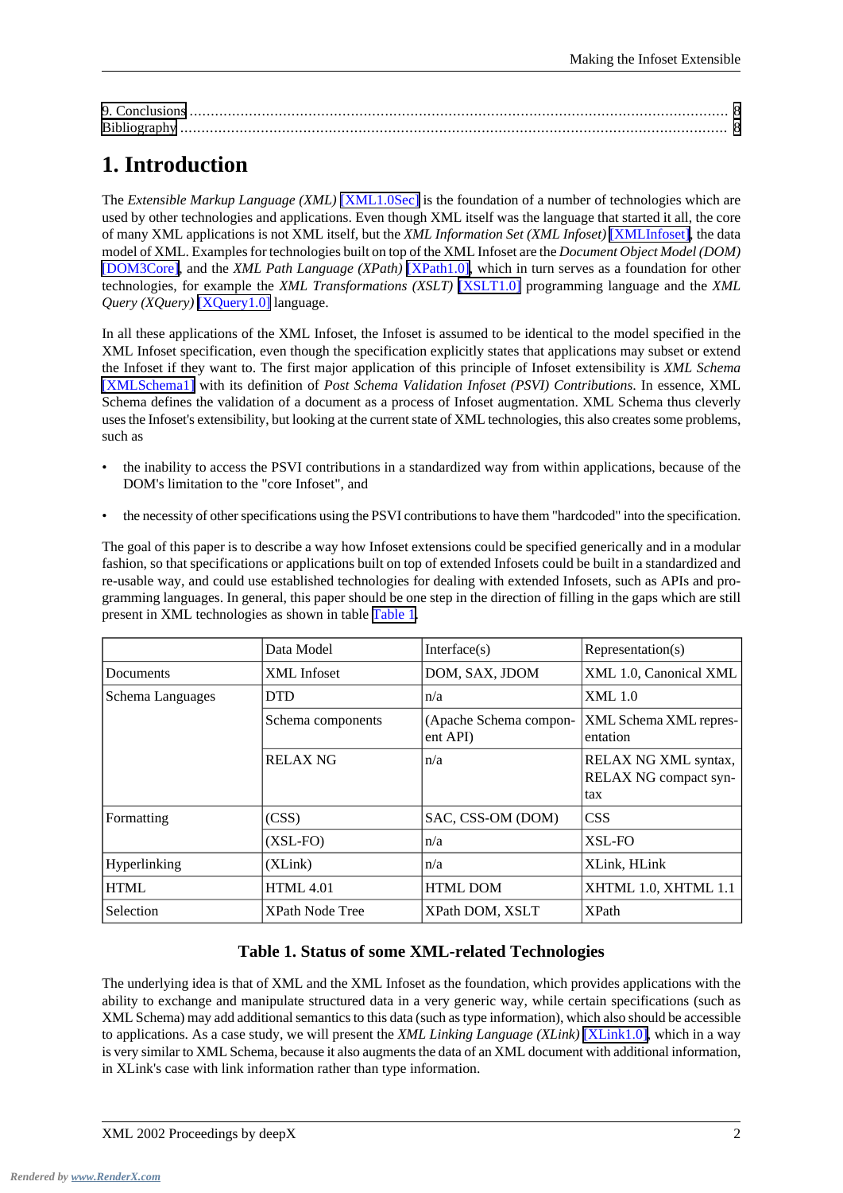9. Conclusions ............................................................ 8
Bibliography ............................................................ 8

# 1. Introduction

The *Extensible Markup Language (XML)* [XML1.0Sec] is the foundation of a number of technologies which are used by other technologies and applications. Even though XML itself was the language that started it all, the core of many XML applications is not XML itself, but the *XML Information Set (XML Infoset)* [XMLInfoset], the data model of XML. Examples for technologies built on top of the XML Infoset are the *Document Object Model (DOM)* [DOM3Core], and the *XML Path Language (XPath)* [XPath1.0], which in turn serves as a foundation for other technologies, for example the *XML Transformations (XSLT)* [XSLT1.0] programming language and the *XML Query (XQuery)* [XQuery1.0] language.

In all these applications of the XML Infoset, the Infoset is assumed to be identical to the model specified in the XML Infoset specification, even though the specification explicitly states that applications may subset or extend the Infoset if they want to. The first major application of this principle of Infoset extensibility is *XML Schema* [XMLSchema1] with its definition of *Post Schema Validation Infoset (PSVI) Contributions*. In essence, XML Schema defines the validation of a document as a process of Infoset augmentation. XML Schema thus cleverly uses the Infoset's extensibility, but looking at the current state of XML technologies, this also creates some problems, such as

- the inability to access the PSVI contributions in a standardized way from within applications, because of the DOM's limitation to the "core Infoset", and
- the necessity of other specifications using the PSVI contributions to have them "hardcoded" into the specification.

The goal of this paper is to describe a way how Infoset extensions could be specified generically and in a modular fashion, so that specifications or applications built on top of extended Infosets could be built in a standardized and re-usable way, and could use established technologies for dealing with extended Infosets, such as APIs and programming languages. In general, this paper should be one step in the direction of filling in the gaps which are still present in XML technologies as shown in table Table 1.

| | Data Model | Interface(s) | Representation(s) |
|---|---|---|---|
| Documents | XML Infoset | DOM, SAX, JDOM | XML 1.0, Canonical XML |
| Schema Languages | DTD | n/a | XML 1.0 |
| | Schema components | (Apache Schema component API) | XML Schema XML representation |
| | RELAX NG | n/a | RELAX NG XML syntax, RELAX NG compact syntax |
| Formatting | (CSS) | SAC, CSS-OM (DOM) | CSS |
| | (XSL-FO) | n/a | XSL-FO |
| Hyperlinking | (XLink) | n/a | XLink, HLink |
| HTML | HTML 4.01 | HTML DOM | XHTML 1.0, XHTML 1.1 |
| Selection | XPath Node Tree | XPath DOM, XSLT | XPath |

**Table 1. Status of some XML-related Technologies**

The underlying idea is that of XML and the XML Infoset as the foundation, which provides applications with the ability to exchange and manipulate structured data in a very generic way, while certain specifications (such as XML Schema) may add additional semantics to this data (such as type information), which also should be accessible to applications. As a case study, we will present the *XML Linking Language (XLink)* [XLink1.0], which in a way is very similar to XML Schema, because it also augments the data of an XML document with additional information, in XLink's case with link information rather than type information.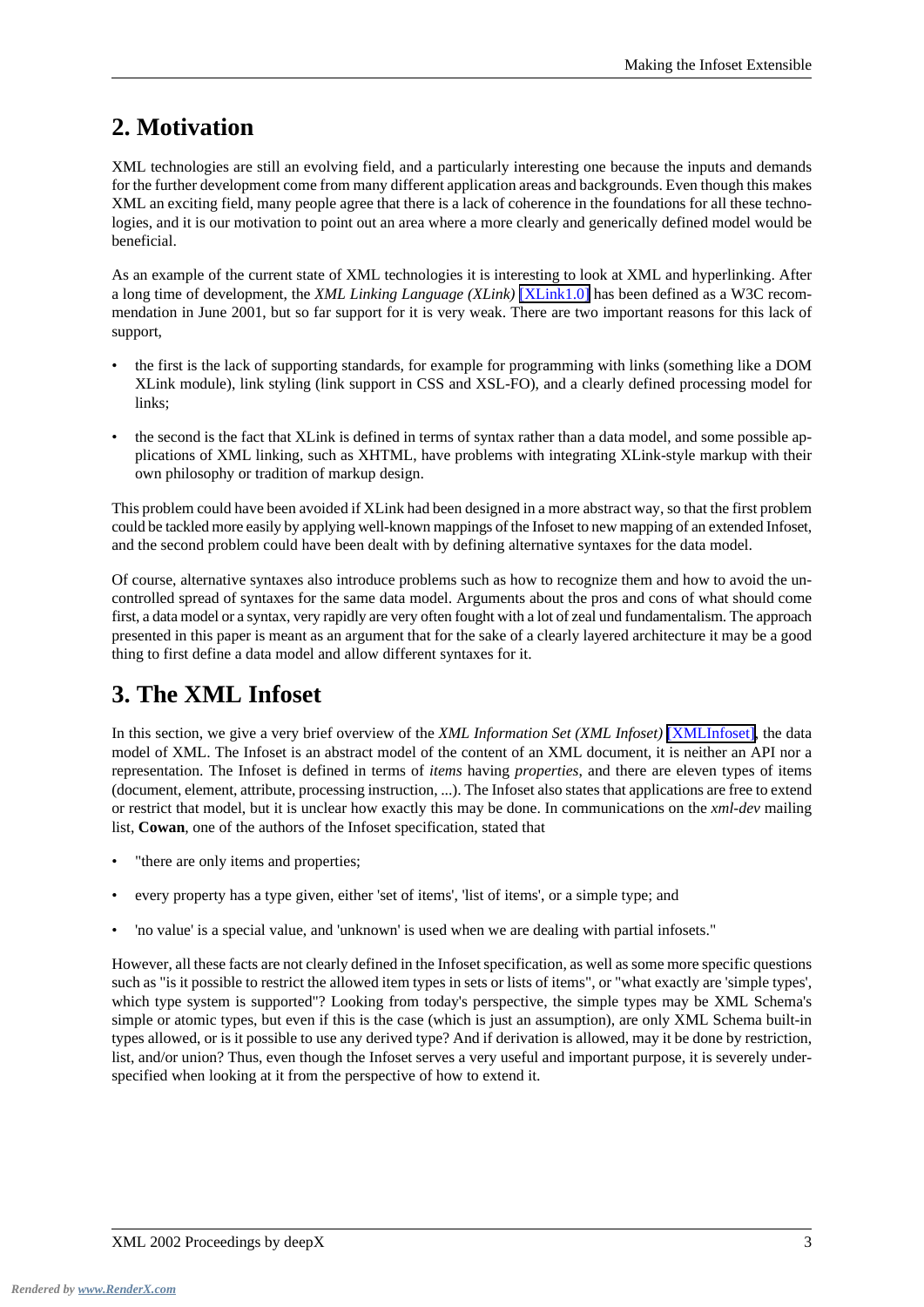## 2. Motivation

XML technologies are still an evolving field, and a particularly interesting one because the inputs and demands for the further development come from many different application areas and backgrounds. Even though this makes XML an exciting field, many people agree that there is a lack of coherence in the foundations for all these technologies, and it is our motivation to point out an area where a more clearly and generically defined model would be beneficial.

As an example of the current state of XML technologies it is interesting to look at XML and hyperlinking. After a long time of development, the *XML Linking Language (XLink)* [XLink1.0] has been defined as a W3C recommendation in June 2001, but so far support for it is very weak. There are two important reasons for this lack of support,

- the first is the lack of supporting standards, for example for programming with links (something like a DOM XLink module), link styling (link support in CSS and XSL-FO), and a clearly defined processing model for links;
- the second is the fact that XLink is defined in terms of syntax rather than a data model, and some possible applications of XML linking, such as XHTML, have problems with integrating XLink-style markup with their own philosophy or tradition of markup design.

This problem could have been avoided if XLink had been designed in a more abstract way, so that the first problem could be tackled more easily by applying well-known mappings of the Infoset to new mapping of an extended Infoset, and the second problem could have been dealt with by defining alternative syntaxes for the data model.

Of course, alternative syntaxes also introduce problems such as how to recognize them and how to avoid the uncontrolled spread of syntaxes for the same data model. Arguments about the pros and cons of what should come first, a data model or a syntax, very rapidly are very often fought with a lot of zeal und fundamentalism. The approach presented in this paper is meant as an argument that for the sake of a clearly layered architecture it may be a good thing to first define a data model and allow different syntaxes for it.

## 3. The XML Infoset

In this section, we give a very brief overview of the *XML Information Set (XML Infoset)* [XMLInfoset], the data model of XML. The Infoset is an abstract model of the content of an XML document, it is neither an API nor a representation. The Infoset is defined in terms of *items* having *properties*, and there are eleven types of items (document, element, attribute, processing instruction, ...). The Infoset also states that applications are free to extend or restrict that model, but it is unclear how exactly this may be done. In communications on the *xml-dev* mailing list, **Cowan**, one of the authors of the Infoset specification, stated that

- "there are only items and properties;
- every property has a type given, either 'set of items', 'list of items', or a simple type; and
- 'no value' is a special value, and 'unknown' is used when we are dealing with partial infosets."

However, all these facts are not clearly defined in the Infoset specification, as well as some more specific questions such as "is it possible to restrict the allowed item types in sets or lists of items", or "what exactly are 'simple types', which type system is supported"? Looking from today's perspective, the simple types may be XML Schema's simple or atomic types, but even if this is the case (which is just an assumption), are only XML Schema built-in types allowed, or is it possible to use any derived type? And if derivation is allowed, may it be done by restriction, list, and/or union? Thus, even though the Infoset serves a very useful and important purpose, it is severely underspecified when looking at it from the perspective of how to extend it.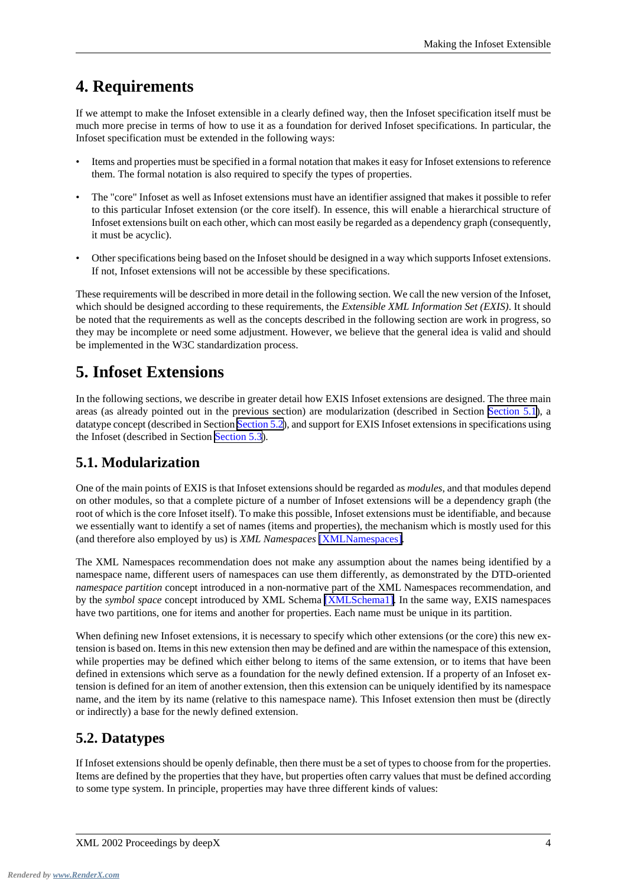## 4. Requirements

If we attempt to make the Infoset extensible in a clearly defined way, then the Infoset specification itself must be much more precise in terms of how to use it as a foundation for derived Infoset specifications. In particular, the Infoset specification must be extended in the following ways:

- Items and properties must be specified in a formal notation that makes it easy for Infoset extensions to reference them. The formal notation is also required to specify the types of properties.
- The "core" Infoset as well as Infoset extensions must have an identifier assigned that makes it possible to refer to this particular Infoset extension (or the core itself). In essence, this will enable a hierarchical structure of Infoset extensions built on each other, which can most easily be regarded as a dependency graph (consequently, it must be acyclic).
- Other specifications being based on the Infoset should be designed in a way which supports Infoset extensions. If not, Infoset extensions will not be accessible by these specifications.

These requirements will be described in more detail in the following section. We call the new version of the Infoset, which should be designed according to these requirements, the *Extensible XML Information Set (EXIS)*. It should be noted that the requirements as well as the concepts described in the following section are work in progress, so they may be incomplete or need some adjustment. However, we believe that the general idea is valid and should be implemented in the W3C standardization process.

## 5. Infoset Extensions

In the following sections, we describe in greater detail how EXIS Infoset extensions are designed. The three main areas (as already pointed out in the previous section) are modularization (described in Section Section 5.1), a datatype concept (described in Section Section 5.2), and support for EXIS Infoset extensions in specifications using the Infoset (described in Section Section 5.3).

### 5.1. Modularization

One of the main points of EXIS is that Infoset extensions should be regarded as *modules*, and that modules depend on other modules, so that a complete picture of a number of Infoset extensions will be a dependency graph (the root of which is the core Infoset itself). To make this possible, Infoset extensions must be identifiable, and because we essentially want to identify a set of names (items and properties), the mechanism which is mostly used for this (and therefore also employed by us) is *XML Namespaces* [XMLNamespaces].

The XML Namespaces recommendation does not make any assumption about the names being identified by a namespace name, different users of namespaces can use them differently, as demonstrated by the DTD-oriented *namespace partition* concept introduced in a non-normative part of the XML Namespaces recommendation, and by the *symbol space* concept introduced by XML Schema [XMLSchema1]. In the same way, EXIS namespaces have two partitions, one for items and another for properties. Each name must be unique in its partition.

When defining new Infoset extensions, it is necessary to specify which other extensions (or the core) this new extension is based on. Items in this new extension then may be defined and are within the namespace of this extension, while properties may be defined which either belong to items of the same extension, or to items that have been defined in extensions which serve as a foundation for the newly defined extension. If a property of an Infoset extension is defined for an item of another extension, then this extension can be uniquely identified by its namespace name, and the item by its name (relative to this namespace name). This Infoset extension then must be (directly or indirectly) a base for the newly defined extension.

### 5.2. Datatypes

If Infoset extensions should be openly definable, then there must be a set of types to choose from for the properties. Items are defined by the properties that they have, but properties often carry values that must be defined according to some type system. In principle, properties may have three different kinds of values: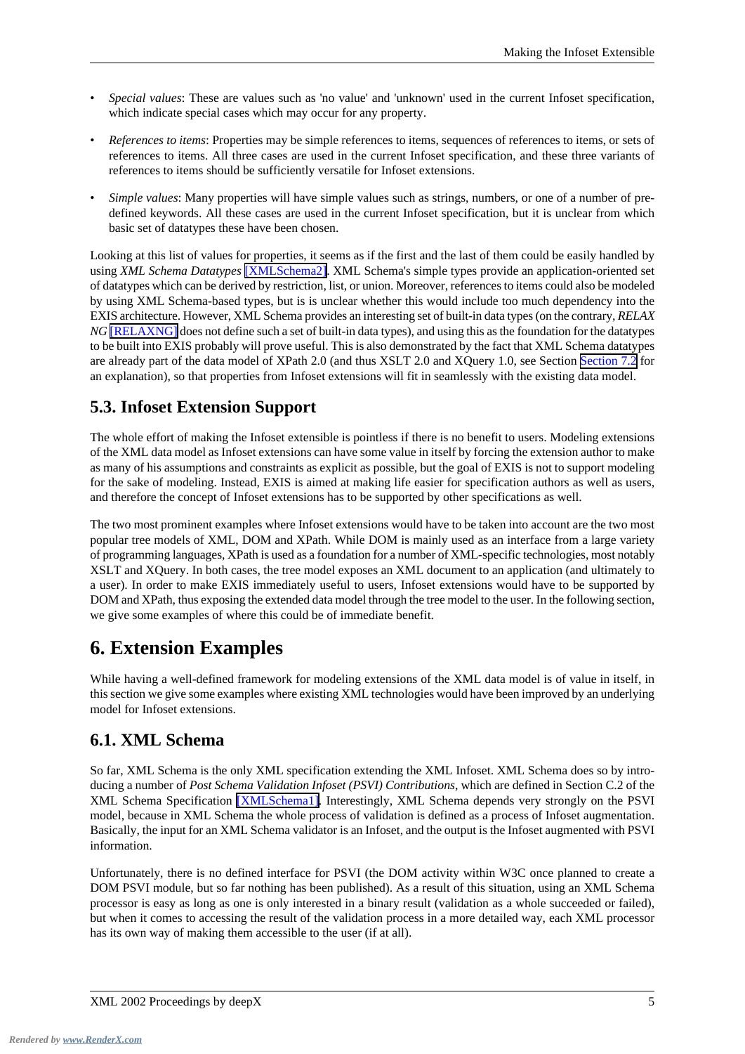- *Special values*: These are values such as 'no value' and 'unknown' used in the current Infoset specification, which indicate special cases which may occur for any property.
- *References to items*: Properties may be simple references to items, sequences of references to items, or sets of references to items. All three cases are used in the current Infoset specification, and these three variants of references to items should be sufficiently versatile for Infoset extensions.
- *Simple values*: Many properties will have simple values such as strings, numbers, or one of a number of predefined keywords. All these cases are used in the current Infoset specification, but it is unclear from which basic set of datatypes these have been chosen.

Looking at this list of values for properties, it seems as if the first and the last of them could be easily handled by using *XML Schema Datatypes* [XMLSchema2]. XML Schema's simple types provide an application-oriented set of datatypes which can be derived by restriction, list, or union. Moreover, references to items could also be modeled by using XML Schema-based types, but is is unclear whether this would include too much dependency into the EXIS architecture. However, XML Schema provides an interesting set of built-in data types (on the contrary, *RELAX NG* [RELAXNG] does not define such a set of built-in data types), and using this as the foundation for the datatypes to be built into EXIS probably will prove useful. This is also demonstrated by the fact that XML Schema datatypes are already part of the data model of XPath 2.0 (and thus XSLT 2.0 and XQuery 1.0, see Section Section 7.2 for an explanation), so that properties from Infoset extensions will fit in seamlessly with the existing data model.

## 5.3. Infoset Extension Support

The whole effort of making the Infoset extensible is pointless if there is no benefit to users. Modeling extensions of the XML data model as Infoset extensions can have some value in itself by forcing the extension author to make as many of his assumptions and constraints as explicit as possible, but the goal of EXIS is not to support modeling for the sake of modeling. Instead, EXIS is aimed at making life easier for specification authors as well as users, and therefore the concept of Infoset extensions has to be supported by other specifications as well.

The two most prominent examples where Infoset extensions would have to be taken into account are the two most popular tree models of XML, DOM and XPath. While DOM is mainly used as an interface from a large variety of programming languages, XPath is used as a foundation for a number of XML-specific technologies, most notably XSLT and XQuery. In both cases, the tree model exposes an XML document to an application (and ultimately to a user). In order to make EXIS immediately useful to users, Infoset extensions would have to be supported by DOM and XPath, thus exposing the extended data model through the tree model to the user. In the following section, we give some examples of where this could be of immediate benefit.

# 6. Extension Examples

While having a well-defined framework for modeling extensions of the XML data model is of value in itself, in this section we give some examples where existing XML technologies would have been improved by an underlying model for Infoset extensions.

## 6.1. XML Schema

So far, XML Schema is the only XML specification extending the XML Infoset. XML Schema does so by introducing a number of *Post Schema Validation Infoset (PSVI) Contributions*, which are defined in Section C.2 of the XML Schema Specification [XMLSchema1]. Interestingly, XML Schema depends very strongly on the PSVI model, because in XML Schema the whole process of validation is defined as a process of Infoset augmentation. Basically, the input for an XML Schema validator is an Infoset, and the output is the Infoset augmented with PSVI information.

Unfortunately, there is no defined interface for PSVI (the DOM activity within W3C once planned to create a DOM PSVI module, but so far nothing has been published). As a result of this situation, using an XML Schema processor is easy as long as one is only interested in a binary result (validation as a whole succeeded or failed), but when it comes to accessing the result of the validation process in a more detailed way, each XML processor has its own way of making them accessible to the user (if at all).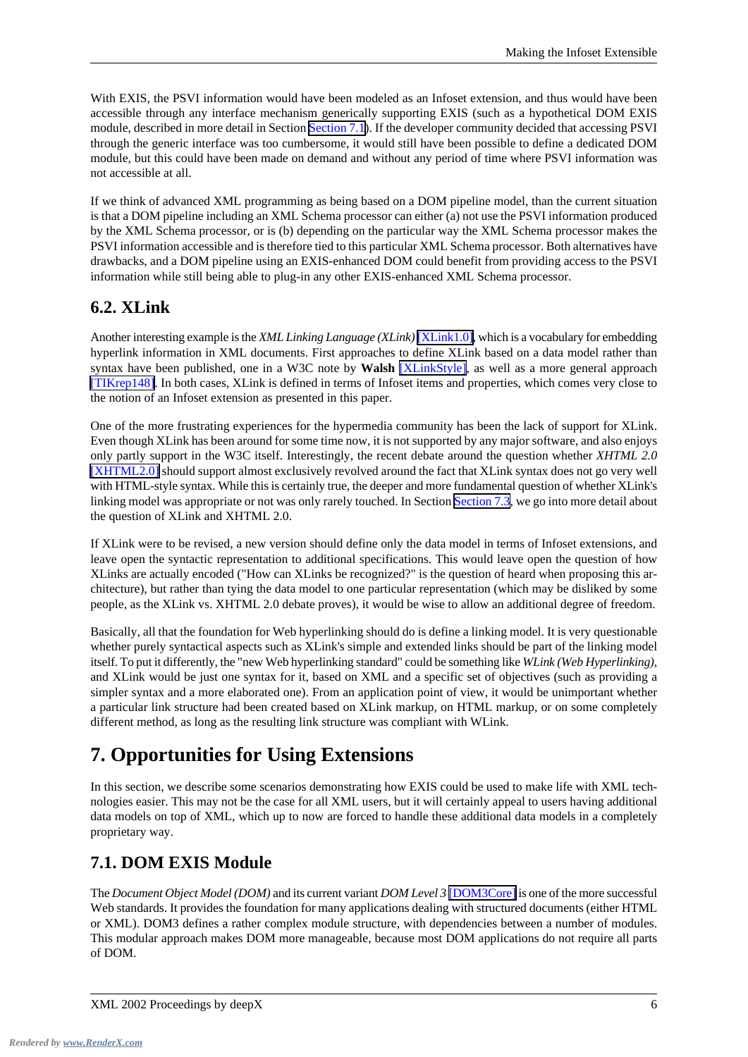With EXIS, the PSVI information would have been modeled as an Infoset extension, and thus would have been accessible through any interface mechanism generically supporting EXIS (such as a hypothetical DOM EXIS module, described in more detail in Section Section 7.1). If the developer community decided that accessing PSVI through the generic interface was too cumbersome, it would still have been possible to define a dedicated DOM module, but this could have been made on demand and without any period of time where PSVI information was not accessible at all.

If we think of advanced XML programming as being based on a DOM pipeline model, than the current situation is that a DOM pipeline including an XML Schema processor can either (a) not use the PSVI information produced by the XML Schema processor, or is (b) depending on the particular way the XML Schema processor makes the PSVI information accessible and is therefore tied to this particular XML Schema processor. Both alternatives have drawbacks, and a DOM pipeline using an EXIS-enhanced DOM could benefit from providing access to the PSVI information while still being able to plug-in any other EXIS-enhanced XML Schema processor.

## 6.2. XLink

Another interesting example is the *XML Linking Language (XLink)* [XLink1.0], which is a vocabulary for embedding hyperlink information in XML documents. First approaches to define XLink based on a data model rather than syntax have been published, one in a W3C note by **Walsh** [XLinkStyle], as well as a more general approach [TIKrep148]. In both cases, XLink is defined in terms of Infoset items and properties, which comes very close to the notion of an Infoset extension as presented in this paper.

One of the more frustrating experiences for the hypermedia community has been the lack of support for XLink. Even though XLink has been around for some time now, it is not supported by any major software, and also enjoys only partly support in the W3C itself. Interestingly, the recent debate around the question whether *XHTML 2.0* [XHTML2.0] should support almost exclusively revolved around the fact that XLink syntax does not go very well with HTML-style syntax. While this is certainly true, the deeper and more fundamental question of whether XLink's linking model was appropriate or not was only rarely touched. In Section Section 7.3, we go into more detail about the question of XLink and XHTML 2.0.

If XLink were to be revised, a new version should define only the data model in terms of Infoset extensions, and leave open the syntactic representation to additional specifications. This would leave open the question of how XLinks are actually encoded ("How can XLinks be recognized?" is the question of heard when proposing this architecture), but rather than tying the data model to one particular representation (which may be disliked by some people, as the XLink vs. XHTML 2.0 debate proves), it would be wise to allow an additional degree of freedom.

Basically, all that the foundation for Web hyperlinking should do is define a linking model. It is very questionable whether purely syntactical aspects such as XLink's simple and extended links should be part of the linking model itself. To put it differently, the "new Web hyperlinking standard" could be something like *WLink (Web Hyperlinking)*, and XLink would be just one syntax for it, based on XML and a specific set of objectives (such as providing a simpler syntax and a more elaborated one). From an application point of view, it would be unimportant whether a particular link structure had been created based on XLink markup, on HTML markup, or on some completely different method, as long as the resulting link structure was compliant with WLink.

# 7. Opportunities for Using Extensions

In this section, we describe some scenarios demonstrating how EXIS could be used to make life with XML technologies easier. This may not be the case for all XML users, but it will certainly appeal to users having additional data models on top of XML, which up to now are forced to handle these additional data models in a completely proprietary way.

## 7.1. DOM EXIS Module

The *Document Object Model (DOM)* and its current variant *DOM Level 3* [DOM3Core] is one of the more successful Web standards. It provides the foundation for many applications dealing with structured documents (either HTML or XML). DOM3 defines a rather complex module structure, with dependencies between a number of modules. This modular approach makes DOM more manageable, because most DOM applications do not require all parts of DOM.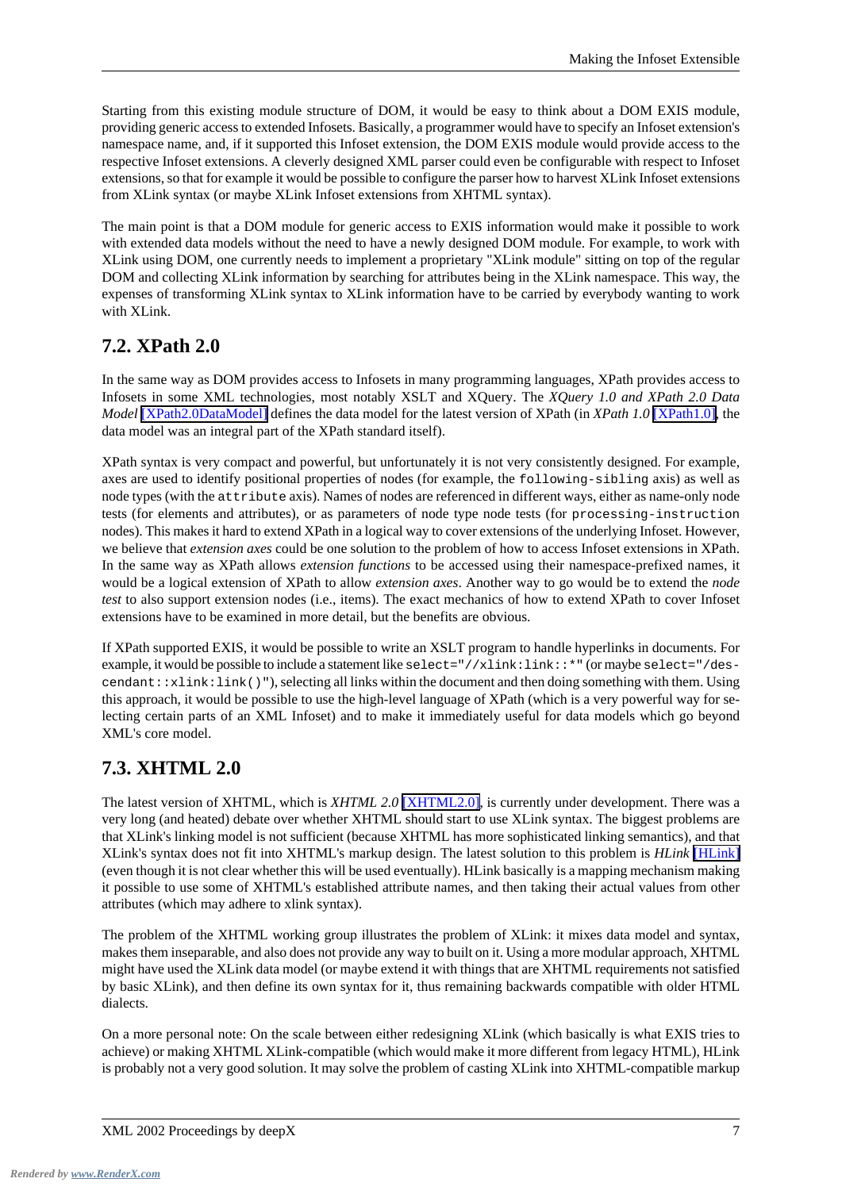Starting from this existing module structure of DOM, it would be easy to think about a DOM EXIS module, providing generic access to extended Infosets. Basically, a programmer would have to specify an Infoset extension's namespace name, and, if it supported this Infoset extension, the DOM EXIS module would provide access to the respective Infoset extensions. A cleverly designed XML parser could even be configurable with respect to Infoset extensions, so that for example it would be possible to configure the parser how to harvest XLink Infoset extensions from XLink syntax (or maybe XLink Infoset extensions from XHTML syntax).

The main point is that a DOM module for generic access to EXIS information would make it possible to work with extended data models without the need to have a newly designed DOM module. For example, to work with XLink using DOM, one currently needs to implement a proprietary "XLink module" sitting on top of the regular DOM and collecting XLink information by searching for attributes being in the XLink namespace. This way, the expenses of transforming XLink syntax to XLink information have to be carried by everybody wanting to work with XLink.

## 7.2. XPath 2.0

In the same way as DOM provides access to Infosets in many programming languages, XPath provides access to Infosets in some XML technologies, most notably XSLT and XQuery. The *XQuery 1.0 and XPath 2.0 Data Model* [XPath2.0DataModel] defines the data model for the latest version of XPath (in *XPath 1.0* [XPath1.0], the data model was an integral part of the XPath standard itself).

XPath syntax is very compact and powerful, but unfortunately it is not very consistently designed. For example, axes are used to identify positional properties of nodes (for example, the `following-sibling` axis) as well as node types (with the `attribute` axis). Names of nodes are referenced in different ways, either as name-only node tests (for elements and attributes), or as parameters of node type node tests (for `processing-instruction` nodes). This makes it hard to extend XPath in a logical way to cover extensions of the underlying Infoset. However, we believe that *extension axes* could be one solution to the problem of how to access Infoset extensions in XPath. In the same way as XPath allows *extension functions* to be accessed using their namespace-prefixed names, it would be a logical extension of XPath to allow *extension axes*. Another way to go would be to extend the *node test* to also support extension nodes (i.e., items). The exact mechanics of how to extend XPath to cover Infoset extensions have to be examined in more detail, but the benefits are obvious.

If XPath supported EXIS, it would be possible to write an XSLT program to handle hyperlinks in documents. For example, it would be possible to include a statement like `select="//xlink:link::*"` (or maybe `select="/descendant::xlink:link()"`), selecting all links within the document and then doing something with them. Using this approach, it would be possible to use the high-level language of XPath (which is a very powerful way for selecting certain parts of an XML Infoset) and to make it immediately useful for data models which go beyond XML's core model.

## 7.3. XHTML 2.0

The latest version of XHTML, which is *XHTML 2.0* [XHTML2.0], is currently under development. There was a very long (and heated) debate over whether XHTML should start to use XLink syntax. The biggest problems are that XLink's linking model is not sufficient (because XHTML has more sophisticated linking semantics), and that XLink's syntax does not fit into XHTML's markup design. The latest solution to this problem is *HLink* [HLink] (even though it is not clear whether this will be used eventually). HLink basically is a mapping mechanism making it possible to use some of XHTML's established attribute names, and then taking their actual values from other attributes (which may adhere to xlink syntax).

The problem of the XHTML working group illustrates the problem of XLink: it mixes data model and syntax, makes them inseparable, and also does not provide any way to built on it. Using a more modular approach, XHTML might have used the XLink data model (or maybe extend it with things that are XHTML requirements not satisfied by basic XLink), and then define its own syntax for it, thus remaining backwards compatible with older HTML dialects.

On a more personal note: On the scale between either redesigning XLink (which basically is what EXIS tries to achieve) or making XHTML XLink-compatible (which would make it more different from legacy HTML), HLink is probably not a very good solution. It may solve the problem of casting XLink into XHTML-compatible markup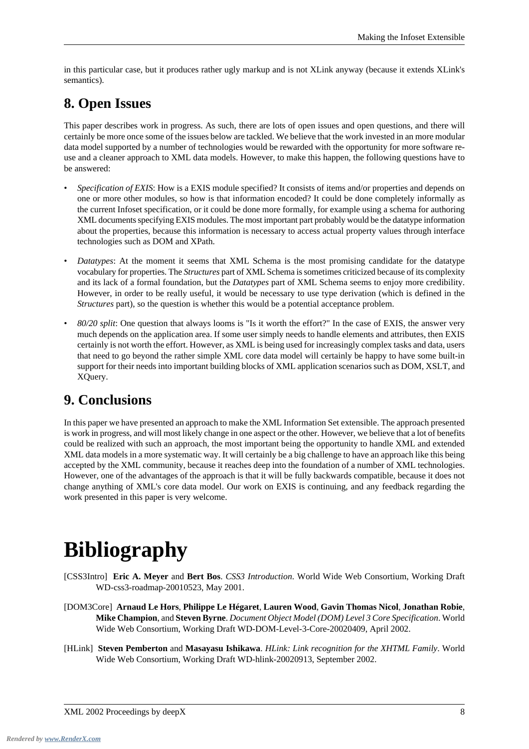in this particular case, but it produces rather ugly markup and is not XLink anyway (because it extends XLink's semantics).

## 8. Open Issues

This paper describes work in progress. As such, there are lots of open issues and open questions, and there will certainly be more once some of the issues below are tackled. We believe that the work invested in an more modular data model supported by a number of technologies would be rewarded with the opportunity for more software re-use and a cleaner approach to XML data models. However, to make this happen, the following questions have to be answered:

- *Specification of EXIS*: How is a EXIS module specified? It consists of items and/or properties and depends on one or more other modules, so how is that information encoded? It could be done completely informally as the current Infoset specification, or it could be done more formally, for example using a schema for authoring XML documents specifying EXIS modules. The most important part probably would be the datatype information about the properties, because this information is necessary to access actual property values through interface technologies such as DOM and XPath.
- *Datatypes*: At the moment it seems that XML Schema is the most promising candidate for the datatype vocabulary for properties. The *Structures* part of XML Schema is sometimes criticized because of its complexity and its lack of a formal foundation, but the *Datatypes* part of XML Schema seems to enjoy more credibility. However, in order to be really useful, it would be necessary to use type derivation (which is defined in the *Structures* part), so the question is whether this would be a potential acceptance problem.
- *80/20 split*: One question that always looms is "Is it worth the effort?" In the case of EXIS, the answer very much depends on the application area. If some user simply needs to handle elements and attributes, then EXIS certainly is not worth the effort. However, as XML is being used for increasingly complex tasks and data, users that need to go beyond the rather simple XML core data model will certainly be happy to have some built-in support for their needs into important building blocks of XML application scenarios such as DOM, XSLT, and XQuery.

## 9. Conclusions

In this paper we have presented an approach to make the XML Information Set extensible. The approach presented is work in progress, and will most likely change in one aspect or the other. However, we believe that a lot of benefits could be realized with such an approach, the most important being the opportunity to handle XML and extended XML data models in a more systematic way. It will certainly be a big challenge to have an approach like this being accepted by the XML community, because it reaches deep into the foundation of a number of XML technologies. However, one of the advantages of the approach is that it will be fully backwards compatible, because it does not change anything of XML's core data model. Our work on EXIS is continuing, and any feedback regarding the work presented in this paper is very welcome.

# Bibliography

[CSS3Intro] **Eric A. Meyer** and **Bert Bos**. *CSS3 Introduction*. World Wide Web Consortium, Working Draft WD-css3-roadmap-20010523, May 2001.

[DOM3Core] **Arnaud Le Hors**, **Philippe Le Hégaret**, **Lauren Wood**, **Gavin Thomas Nicol**, **Jonathan Robie**, **Mike Champion**, and **Steven Byrne**. *Document Object Model (DOM) Level 3 Core Specification*. World Wide Web Consortium, Working Draft WD-DOM-Level-3-Core-20020409, April 2002.

[HLink] **Steven Pemberton** and **Masayasu Ishikawa**. *HLink: Link recognition for the XHTML Family*. World Wide Web Consortium, Working Draft WD-hlink-20020913, September 2002.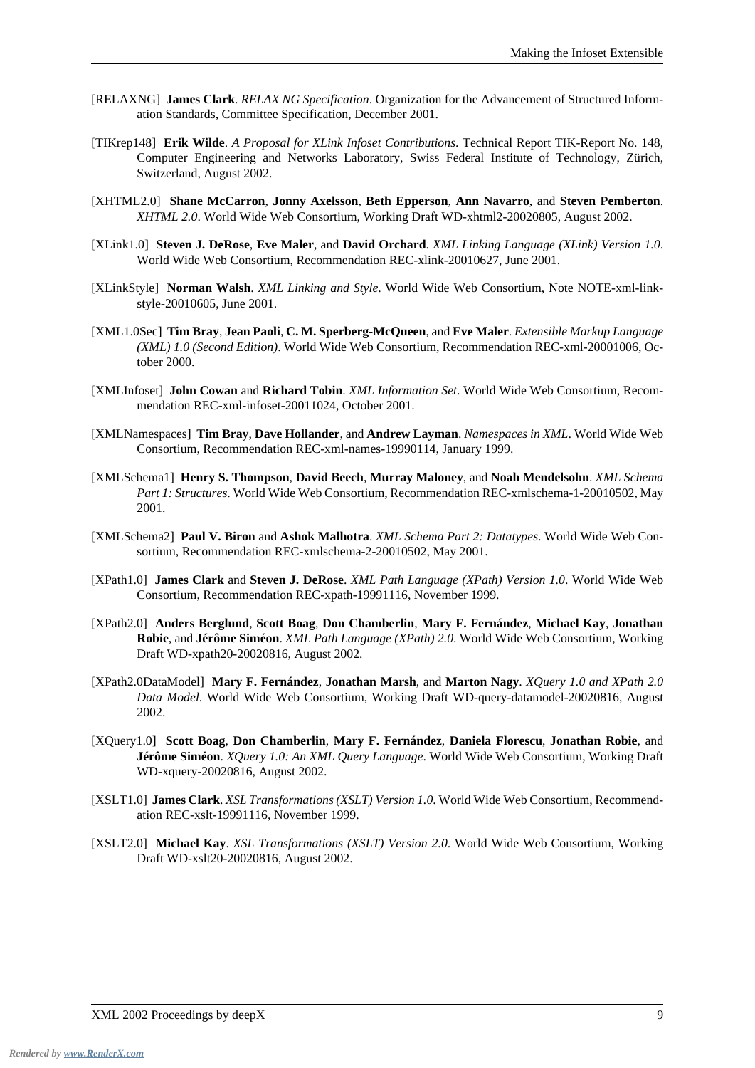[RELAXNG] **James Clark**. *RELAX NG Specification*. Organization for the Advancement of Structured Information Standards, Committee Specification, December 2001.

[TIKrep148] **Erik Wilde**. *A Proposal for XLink Infoset Contributions*. Technical Report TIK-Report No. 148, Computer Engineering and Networks Laboratory, Swiss Federal Institute of Technology, Zürich, Switzerland, August 2002.

[XHTML2.0] **Shane McCarron**, **Jonny Axelsson**, **Beth Epperson**, **Ann Navarro**, and **Steven Pemberton**. *XHTML 2.0*. World Wide Web Consortium, Working Draft WD-xhtml2-20020805, August 2002.

[XLink1.0] **Steven J. DeRose**, **Eve Maler**, and **David Orchard**. *XML Linking Language (XLink) Version 1.0*. World Wide Web Consortium, Recommendation REC-xlink-20010627, June 2001.

[XLinkStyle] **Norman Walsh**. *XML Linking and Style*. World Wide Web Consortium, Note NOTE-xml-link-style-20010605, June 2001.

[XML1.0Sec] **Tim Bray**, **Jean Paoli**, **C. M. Sperberg-McQueen**, and **Eve Maler**. *Extensible Markup Language (XML) 1.0 (Second Edition)*. World Wide Web Consortium, Recommendation REC-xml-20001006, October 2000.

[XMLInfoset] **John Cowan** and **Richard Tobin**. *XML Information Set*. World Wide Web Consortium, Recommendation REC-xml-infoset-20011024, October 2001.

[XMLNamespaces] **Tim Bray**, **Dave Hollander**, and **Andrew Layman**. *Namespaces in XML*. World Wide Web Consortium, Recommendation REC-xml-names-19990114, January 1999.

[XMLSchema1] **Henry S. Thompson**, **David Beech**, **Murray Maloney**, and **Noah Mendelsohn**. *XML Schema Part 1: Structures*. World Wide Web Consortium, Recommendation REC-xmlschema-1-20010502, May 2001.

[XMLSchema2] **Paul V. Biron** and **Ashok Malhotra**. *XML Schema Part 2: Datatypes*. World Wide Web Consortium, Recommendation REC-xmlschema-2-20010502, May 2001.

[XPath1.0] **James Clark** and **Steven J. DeRose**. *XML Path Language (XPath) Version 1.0*. World Wide Web Consortium, Recommendation REC-xpath-19991116, November 1999.

[XPath2.0] **Anders Berglund**, **Scott Boag**, **Don Chamberlin**, **Mary F. Fernández**, **Michael Kay**, **Jonathan Robie**, and **Jérôme Siméon**. *XML Path Language (XPath) 2.0*. World Wide Web Consortium, Working Draft WD-xpath20-20020816, August 2002.

[XPath2.0DataModel] **Mary F. Fernández**, **Jonathan Marsh**, and **Marton Nagy**. *XQuery 1.0 and XPath 2.0 Data Model*. World Wide Web Consortium, Working Draft WD-query-datamodel-20020816, August 2002.

[XQuery1.0] **Scott Boag**, **Don Chamberlin**, **Mary F. Fernández**, **Daniela Florescu**, **Jonathan Robie**, and **Jérôme Siméon**. *XQuery 1.0: An XML Query Language*. World Wide Web Consortium, Working Draft WD-xquery-20020816, August 2002.

[XSLT1.0] **James Clark**. *XSL Transformations (XSLT) Version 1.0*. World Wide Web Consortium, Recommendation REC-xslt-19991116, November 1999.

[XSLT2.0] **Michael Kay**. *XSL Transformations (XSLT) Version 2.0*. World Wide Web Consortium, Working Draft WD-xslt20-20020816, August 2002.